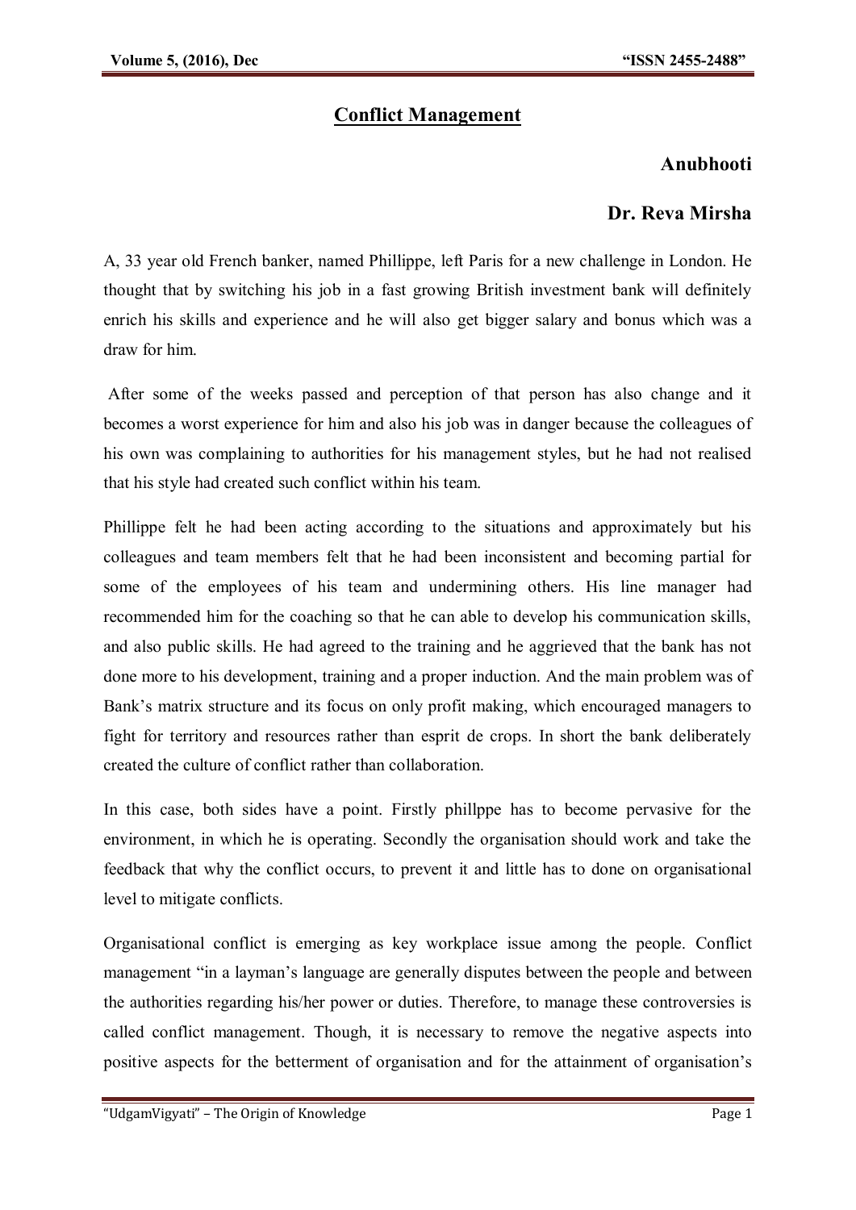# Conflict Management

**Anubhooti**

**Dr. Reva Mirsha**

A, 33 year old French banker, named Phillippe, left Paris for a new challenge in London. He thought that by switching his job in a fast growing British investment bank will definitely enrich his skills and experience and he will also get bigger salary and bonus which was a draw for him.

After some of the weeks passed and perception of that person has also change and it becomes a worst experience for him and also his job was in danger because the colleagues of his own was complaining to authorities for his management styles, but he had not realised that his style had created such conflict within his team.

Phillippe felt he had been acting according to the situations and approximately but his colleagues and team members felt that he had been inconsistent and becoming partial for some of the employees of his team and undermining others. His line manager had recommended him for the coaching so that he can able to develop his communication skills, and also public skills. He had agreed to the training and he aggrieved that the bank has not done more to his development, training and a proper induction. And the main problem was of Bank's matrix structure and its focus on only profit making, which encouraged managers to fight for territory and resources rather than esprit de crops. In short the bank deliberately created the culture of conflict rather than collaboration.

In this case, both sides have a point. Firstly phillppe has to become pervasive for the environment, in which he is operating. Secondly the organisation should work and take the feedback that why the conflict occurs, to prevent it and little has to done on organisational level to mitigate conflicts.

Organisational conflict is emerging as key workplace issue among the people. Conflict management "in a layman's language are generally disputes between the people and between the authorities regarding his/her power or duties. Therefore, to manage these controversies is called conflict management. Though, it is necessary to remove the negative aspects into positive aspects for the betterment of organisation and for the attainment of organisation's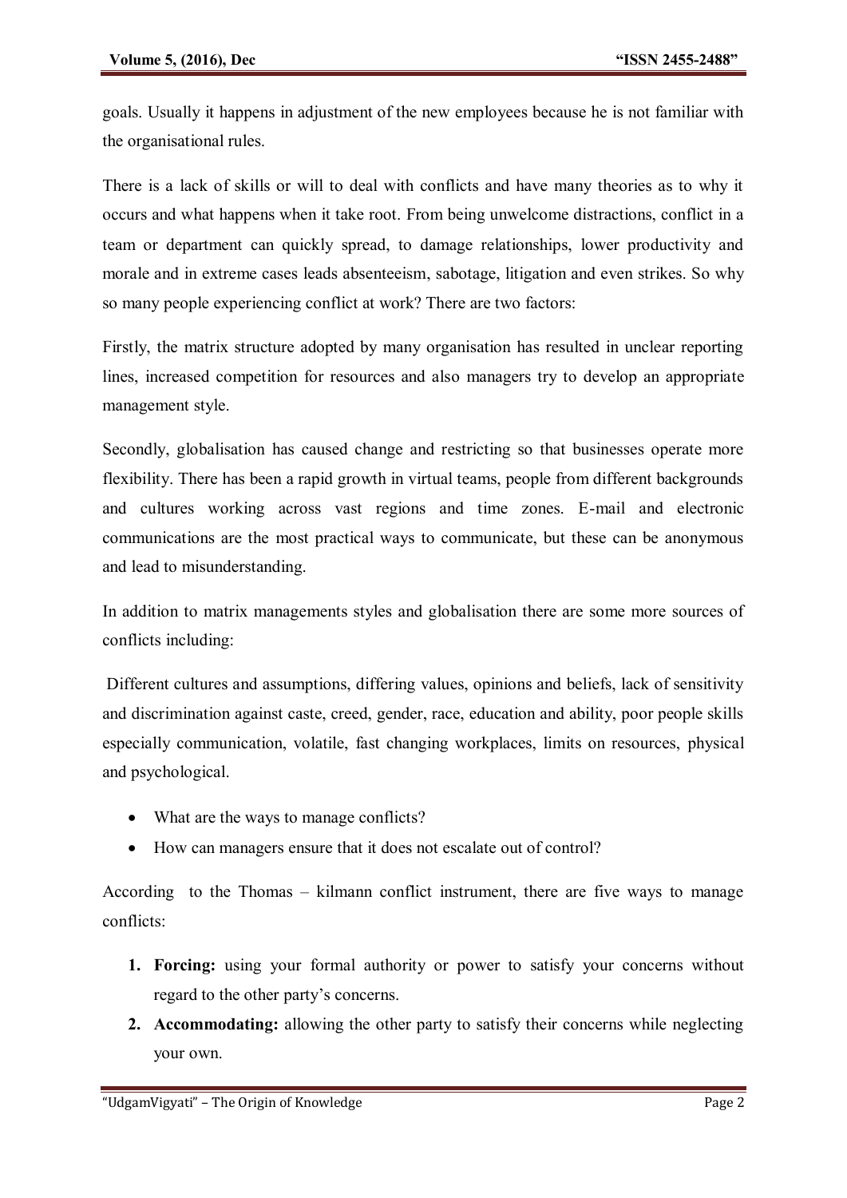goals. Usually it happens in adjustment of the new employees because he is not familiar with the organisational rules.

There is a lack of skills or will to deal with conflicts and have many theories as to why it occurs and what happens when it take root. From being unwelcome distractions, conflict in a team or department can quickly spread, to damage relationships, lower productivity and morale and in extreme cases leads absenteeism, sabotage, litigation and even strikes. So why so many people experiencing conflict at work? There are two factors:

Firstly, the matrix structure adopted by many organisation has resulted in unclear reporting lines, increased competition for resources and also managers try to develop an appropriate management style.

Secondly, globalisation has caused change and restricting so that businesses operate more flexibility. There has been a rapid growth in virtual teams, people from different backgrounds and cultures working across vast regions and time zones. E-mail and electronic communications are the most practical ways to communicate, but these can be anonymous and lead to misunderstanding.

In addition to matrix managements styles and globalisation there are some more sources of conflicts including:

Different cultures and assumptions, differing values, opinions and beliefs, lack of sensitivity and discrimination against caste, creed, gender, race, education and ability, poor people skills especially communication, volatile, fast changing workplaces, limits on resources, physical and psychological.

- What are the ways to manage conflicts?
- How can managers ensure that it does not escalate out of control?

According to the Thomas – kilmann conflict instrument, there are five ways to manage conflicts:

1. **Forcing:** using your formal authority or power to satisfy your concerns without regard to the other party's concerns.
2. **Accommodating:** allowing the other party to satisfy their concerns while neglecting your own.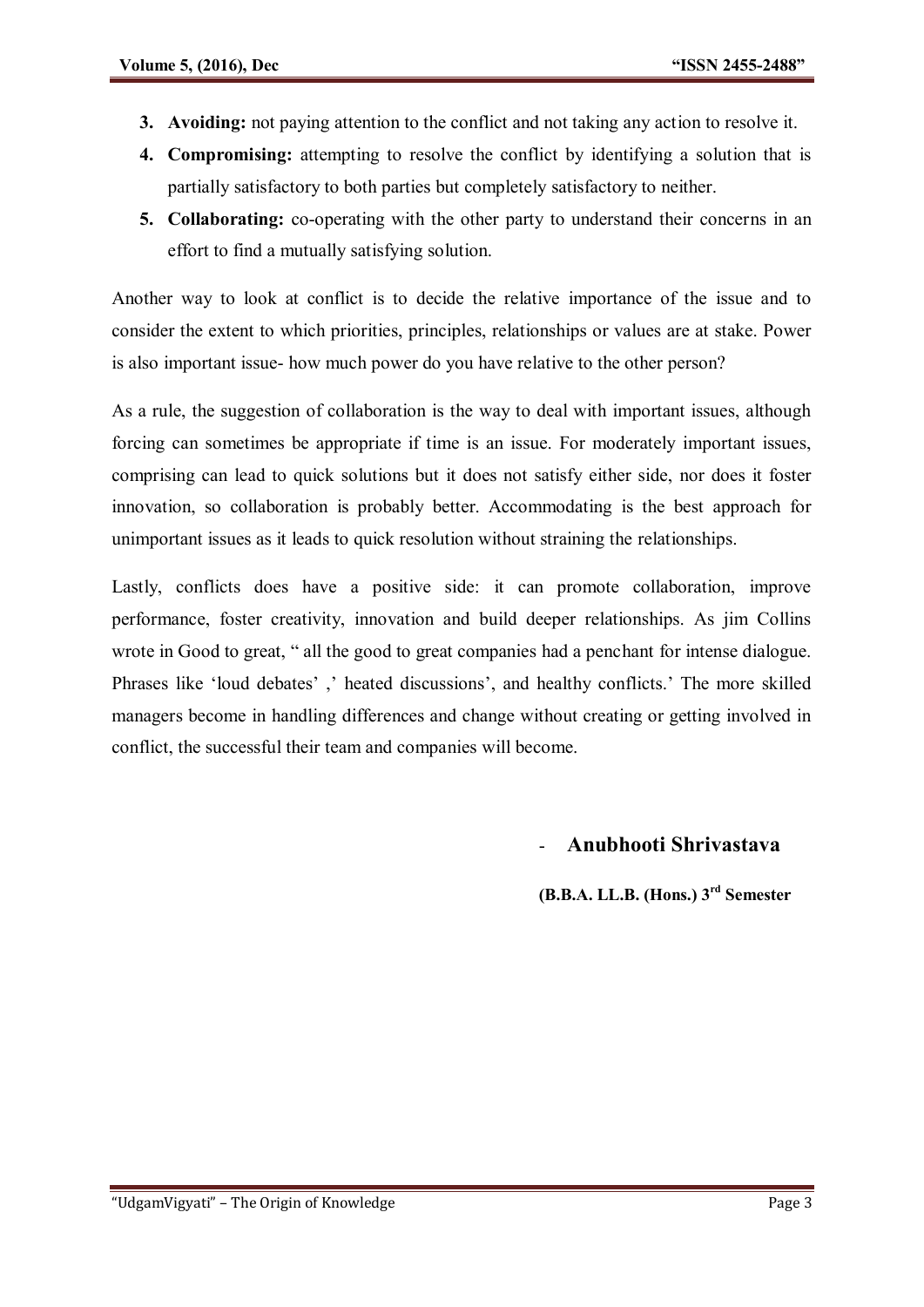3. **Avoiding:** not paying attention to the conflict and not taking any action to resolve it.
4. **Compromising:** attempting to resolve the conflict by identifying a solution that is partially satisfactory to both parties but completely satisfactory to neither.
5. **Collaborating:** co-operating with the other party to understand their concerns in an effort to find a mutually satisfying solution.

Another way to look at conflict is to decide the relative importance of the issue and to consider the extent to which priorities, principles, relationships or values are at stake. Power is also important issue- how much power do you have relative to the other person?

As a rule, the suggestion of collaboration is the way to deal with important issues, although forcing can sometimes be appropriate if time is an issue. For moderately important issues, comprising can lead to quick solutions but it does not satisfy either side, nor does it foster innovation, so collaboration is probably better. Accommodating is the best approach for unimportant issues as it leads to quick resolution without straining the relationships.

Lastly, conflicts does have a positive side: it can promote collaboration, improve performance, foster creativity, innovation and build deeper relationships. As jim Collins wrote in Good to great, " all the good to great companies had a penchant for intense dialogue. Phrases like 'loud debates' ,' heated discussions', and healthy conflicts.' The more skilled managers become in handling differences and change without creating or getting involved in conflict, the successful their team and companies will become.

\- **Anubhooti Shrivastava**

**(B.B.A. LL.B. (Hons.) 3rd Semester**